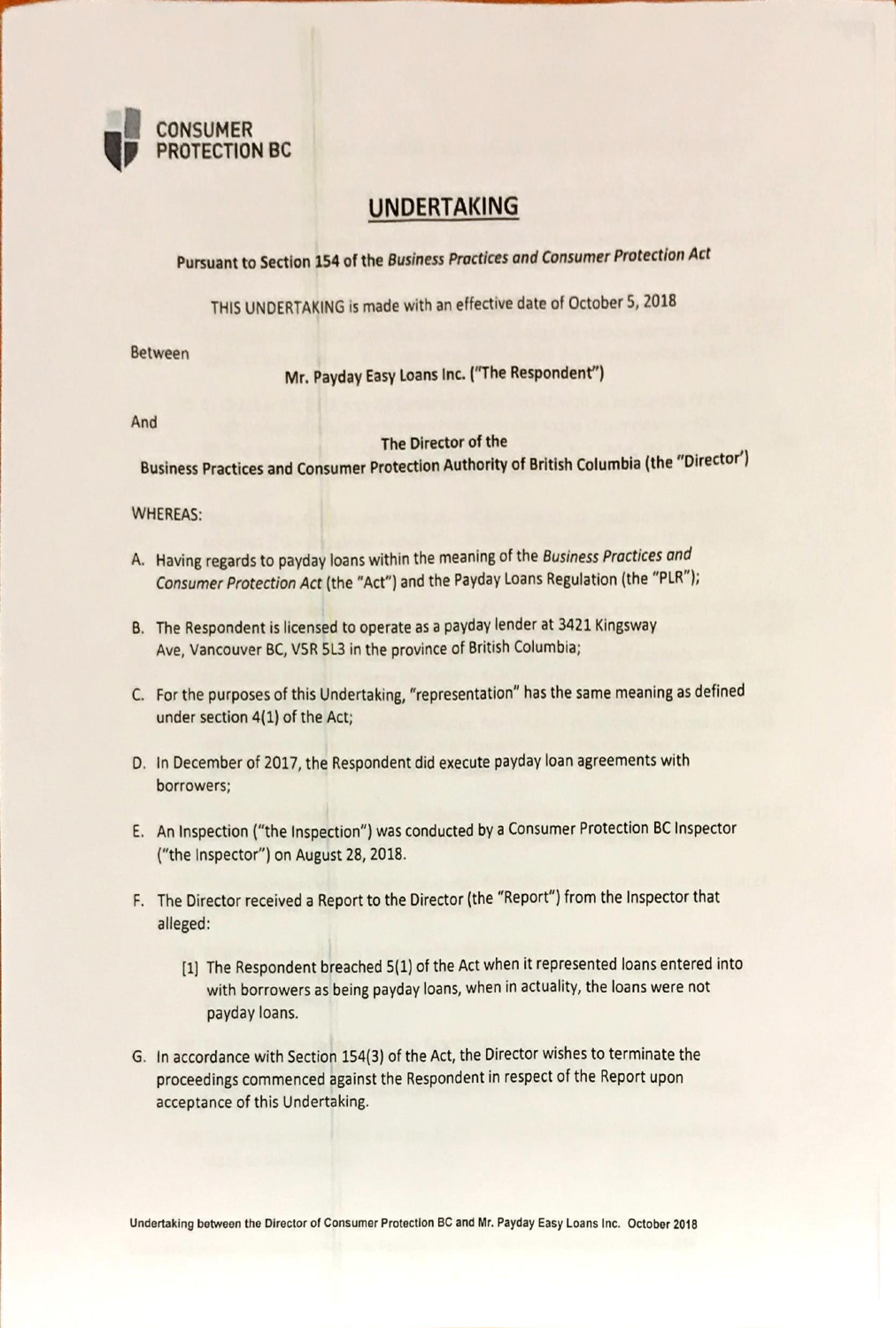CONSUMER PROTECTION BC

# UNDERTAKING

**Pursuant to Section 154 of the *Business Practices and Consumer Protection Act***

THIS UNDERTAKING is made with an effective date of October 5, 2018

Between

**Mr. Payday Easy Loans Inc. ("The Respondent")**

And

**The Director of the Business Practices and Consumer Protection Authority of British Columbia (the "Director")**

WHEREAS:

A. Having regards to payday loans within the meaning of the *Business Practices and Consumer Protection Act* (the "Act") and the Payday Loans Regulation (the "PLR");

B. The Respondent is licensed to operate as a payday lender at 3421 Kingsway Ave, Vancouver BC, V5R 5L3 in the province of British Columbia;

C. For the purposes of this Undertaking, "representation" has the same meaning as defined under section 4(1) of the Act;

D. In December of 2017, the Respondent did execute payday loan agreements with borrowers;

E. An Inspection ("the Inspection") was conducted by a Consumer Protection BC Inspector ("the Inspector") on August 28, 2018.

F. The Director received a Report to the Director (the "Report") from the Inspector that alleged:

   [1] The Respondent breached 5(1) of the Act when it represented loans entered into with borrowers as being payday loans, when in actuality, the loans were not payday loans.

G. In accordance with Section 154(3) of the Act, the Director wishes to terminate the proceedings commenced against the Respondent in respect of the Report upon acceptance of this Undertaking.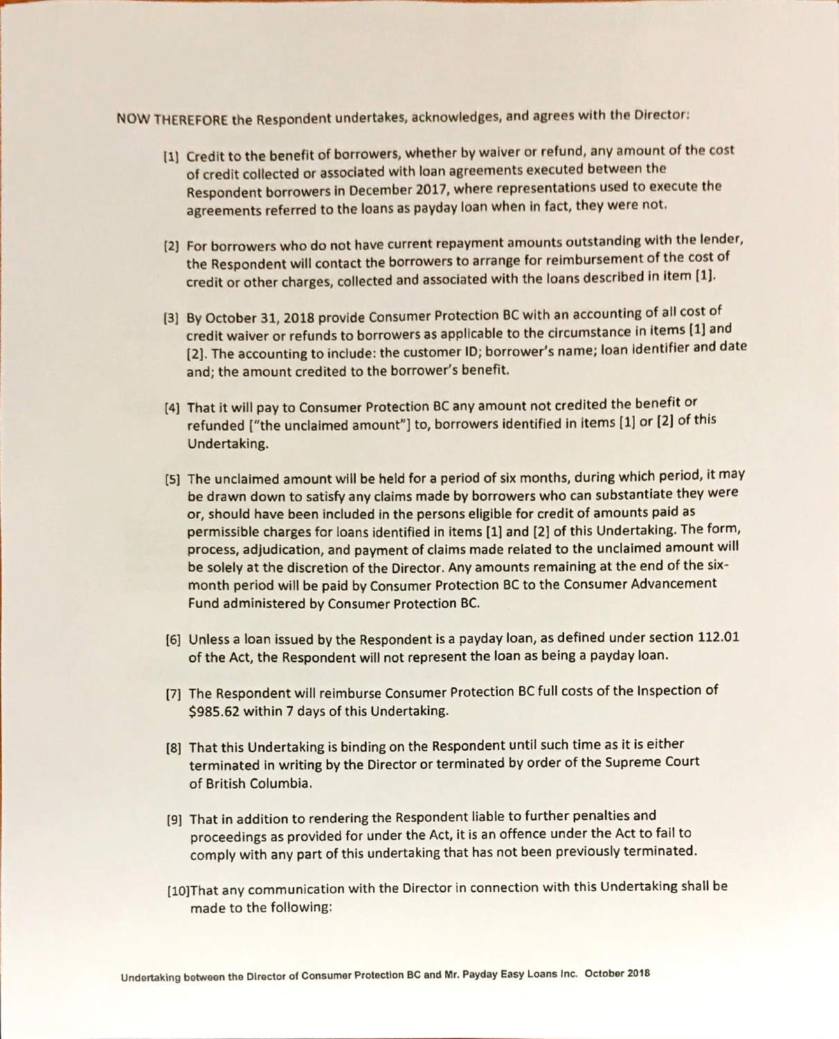NOW THEREFORE the Respondent undertakes, acknowledges, and agrees with the Director:

[1] Credit to the benefit of borrowers, whether by waiver or refund, any amount of the cost of credit collected or associated with loan agreements executed between the Respondent borrowers in December 2017, where representations used to execute the agreements referred to the loans as payday loan when in fact, they were not.

[2] For borrowers who do not have current repayment amounts outstanding with the lender, the Respondent will contact the borrowers to arrange for reimbursement of the cost of credit or other charges, collected and associated with the loans described in item [1].

[3] By October 31, 2018 provide Consumer Protection BC with an accounting of all cost of credit waiver or refunds to borrowers as applicable to the circumstance in items [1] and [2]. The accounting to include: the customer ID; borrower's name; loan identifier and date and; the amount credited to the borrower's benefit.

[4] That it will pay to Consumer Protection BC any amount not credited the benefit or refunded ["the unclaimed amount"] to, borrowers identified in items [1] or [2] of this Undertaking.

[5] The unclaimed amount will be held for a period of six months, during which period, it may be drawn down to satisfy any claims made by borrowers who can substantiate they were or, should have been included in the persons eligible for credit of amounts paid as permissible charges for loans identified in items [1] and [2] of this Undertaking. The form, process, adjudication, and payment of claims made related to the unclaimed amount will be solely at the discretion of the Director. Any amounts remaining at the end of the six-month period will be paid by Consumer Protection BC to the Consumer Advancement Fund administered by Consumer Protection BC.

[6] Unless a loan issued by the Respondent is a payday loan, as defined under section 112.01 of the Act, the Respondent will not represent the loan as being a payday loan.

[7] The Respondent will reimburse Consumer Protection BC full costs of the Inspection of $985.62 within 7 days of this Undertaking.

[8] That this Undertaking is binding on the Respondent until such time as it is either terminated in writing by the Director or terminated by order of the Supreme Court of British Columbia.

[9] That in addition to rendering the Respondent liable to further penalties and proceedings as provided for under the Act, it is an offence under the Act to fail to comply with any part of this undertaking that has not been previously terminated.

[10] That any communication with the Director in connection with this Undertaking shall be made to the following: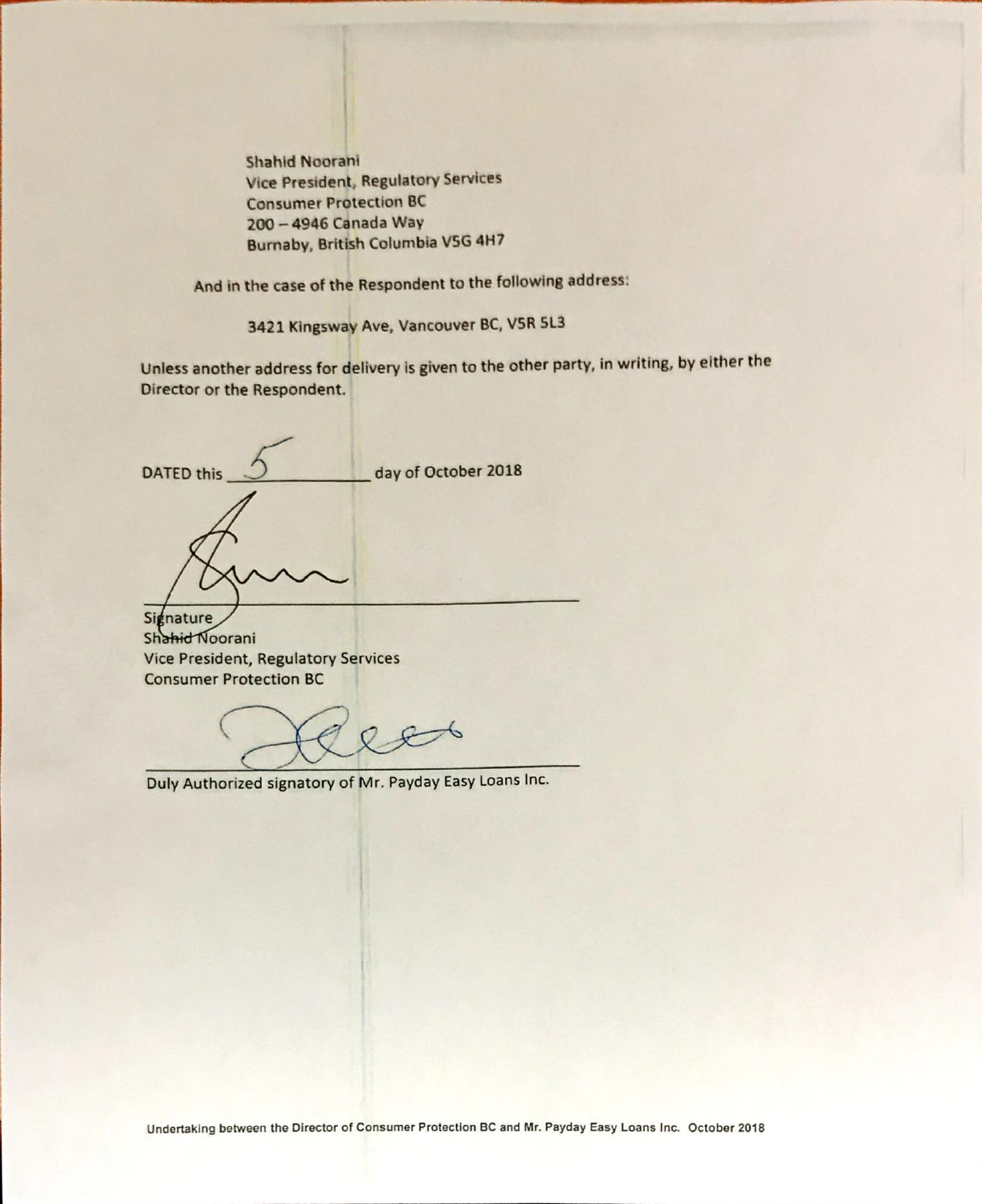Shahid Noorani
Vice President, Regulatory Services
Consumer Protection BC
200 – 4946 Canada Way
Burnaby, British Columbia V5G 4H7

And in the case of the Respondent to the following address:

3421 Kingsway Ave, Vancouver BC, V5R 5L3

Unless another address for delivery is given to the other party, in writing, by either the Director or the Respondent.

DATED this 5 day of October 2018

Signature
Shahid Noorani
Vice President, Regulatory Services
Consumer Protection BC

Duly Authorized signatory of Mr. Payday Easy Loans Inc.

Undertaking between the Director of Consumer Protection BC and Mr. Payday Easy Loans Inc. October 2018